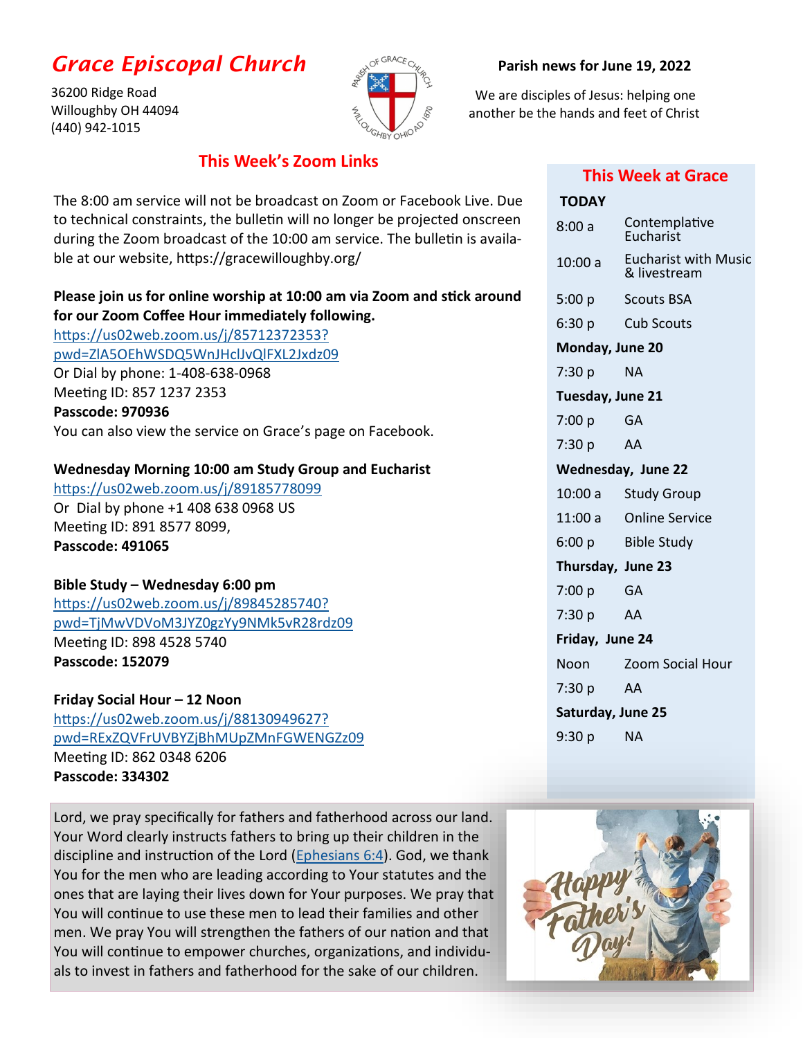# Grace Episcopal Church

36200 Ridge Road
Willoughby OH 44094
(440) 942-1015

**Parish news for June 19, 2022**

We are disciples of Jesus: helping one another be the hands and feet of Christ

## This Week's Zoom Links

The 8:00 am service will not be broadcast on Zoom or Facebook Live. Due to technical constraints, the bulletin will no longer be projected onscreen during the Zoom broadcast of the 10:00 am service. The bulletin is available at our website, https://gracewilloughby.org/

**Please join us for online worship at 10:00 am via Zoom and stick around for our Zoom Coffee Hour immediately following.**
https://us02web.zoom.us/j/85712372353?pwd=ZlA5OEhWSDQ5WnJHclJvQlFXL2Jxdz09
Or Dial by phone: 1-408-638-0968
Meeting ID: 857 1237 2353
**Passcode: 970936**
You can also view the service on Grace's page on Facebook.

**Wednesday Morning 10:00 am Study Group and Eucharist**
https://us02web.zoom.us/j/89185778099
Or Dial by phone +1 408 638 0968 US
Meeting ID: 891 8577 8099,
**Passcode: 491065**

**Bible Study – Wednesday 6:00 pm**
https://us02web.zoom.us/j/89845285740?pwd=TjMwVDVoM3JYZ0gzYy9NMk5vR28rdz09
Meeting ID: 898 4528 5740
**Passcode: 152079**

**Friday Social Hour – 12 Noon**
https://us02web.zoom.us/j/88130949627?pwd=RExZQVFrUVBYZjBhMUpZMnFGWENGZz09
Meeting ID: 862 0348 6206
**Passcode: 334302**

## This Week at Grace

**TODAY**

| | |
|---|---|
| 8:00 a | Contemplative Eucharist |
| 10:00 a | Eucharist with Music & livestream |
| 5:00 p | Scouts BSA |
| 6:30 p | Cub Scouts |

**Monday, June 20**

| | |
|---|---|
| 7:30 p | NA |

**Tuesday, June 21**

| | |
|---|---|
| 7:00 p | GA |
| 7:30 p | AA |

**Wednesday, June 22**

| | |
|---|---|
| 10:00 a | Study Group |
| 11:00 a | Online Service |
| 6:00 p | Bible Study |

**Thursday, June 23**

| | |
|---|---|
| 7:00 p | GA |
| 7:30 p | AA |

**Friday, June 24**

| | |
|---|---|
| Noon | Zoom Social Hour |
| 7:30 p | AA |

**Saturday, June 25**

| | |
|---|---|
| 9:30 p | NA |

Lord, we pray specifically for fathers and fatherhood across our land. Your Word clearly instructs fathers to bring up their children in the discipline and instruction of the Lord (Ephesians 6:4). God, we thank You for the men who are leading according to Your statutes and the ones that are laying their lives down for Your purposes. We pray that You will continue to use these men to lead their families and other men. We pray You will strengthen the fathers of our nation and that You will continue to empower churches, organizations, and individuals to invest in fathers and fatherhood for the sake of our children.

Happy Father's Day!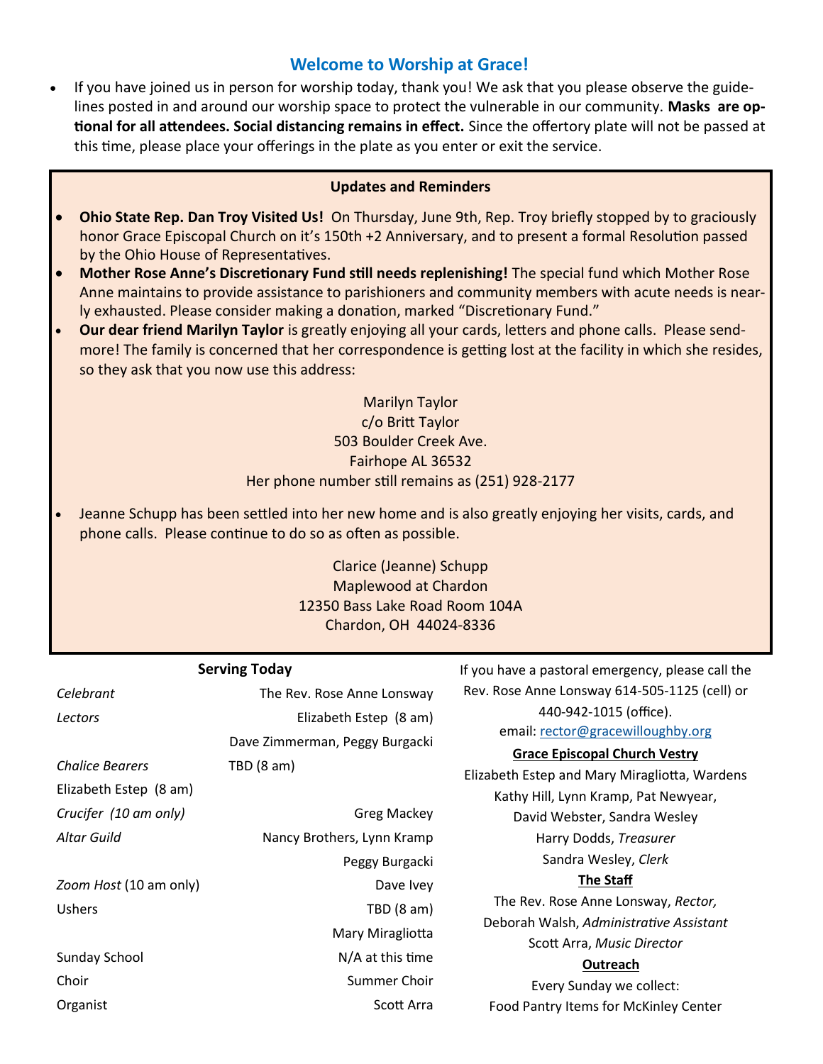## Welcome to Worship at Grace!

- If you have joined us in person for worship today, thank you! We ask that you please observe the guidelines posted in and around our worship space to protect the vulnerable in our community. **Masks are optional for all attendees. Social distancing remains in effect.** Since the offertory plate will not be passed at this time, please place your offerings in the plate as you enter or exit the service.

### Updates and Reminders

- **Ohio State Rep. Dan Troy Visited Us!** On Thursday, June 9th, Rep. Troy briefly stopped by to graciously honor Grace Episcopal Church on it's 150th +2 Anniversary, and to present a formal Resolution passed by the Ohio House of Representatives.
- **Mother Rose Anne's Discretionary Fund still needs replenishing!** The special fund which Mother Rose Anne maintains to provide assistance to parishioners and community members with acute needs is nearly exhausted. Please consider making a donation, marked "Discretionary Fund."
- **Our dear friend Marilyn Taylor** is greatly enjoying all your cards, letters and phone calls. Please send-more! The family is concerned that her correspondence is getting lost at the facility in which she resides, so they ask that you now use this address:

  Marilyn Taylor
  c/o Britt Taylor
  503 Boulder Creek Ave.
  Fairhope AL 36532
  Her phone number still remains as (251) 928-2177

- Jeanne Schupp has been settled into her new home and is also greatly enjoying her visits, cards, and phone calls. Please continue to do so as often as possible.

  Clarice (Jeanne) Schupp
  Maplewood at Chardon
  12350 Bass Lake Road Room 104A
  Chardon, OH 44024-8336

### Serving Today

| | |
|---|---|
| *Celebrant* | The Rev. Rose Anne Lonsway |
| *Lectors* | Elizabeth Estep (8 am) |
| | Dave Zimmerman, Peggy Burgacki |
| *Chalice Bearers* | TBD (8 am) |
| Elizabeth Estep (8 am) | |
| *Crucifer (10 am only)* | Greg Mackey |
| *Altar Guild* | Nancy Brothers, Lynn Kramp |
| | Peggy Burgacki |
| *Zoom Host* (10 am only) | Dave Ivey |
| Ushers | TBD (8 am) |
| | Mary Miragliotta |
| Sunday School | N/A at this time |
| Choir | Summer Choir |
| Organist | Scott Arra |

If you have a pastoral emergency, please call the Rev. Rose Anne Lonsway 614-505-1125 (cell) or 440-942-1015 (office).
email: rector@gracewilloughby.org

**Grace Episcopal Church Vestry**

Elizabeth Estep and Mary Miragliotta, Wardens
Kathy Hill, Lynn Kramp, Pat Newyear,
David Webster, Sandra Wesley
Harry Dodds, *Treasurer*
Sandra Wesley, *Clerk*

**The Staff**

The Rev. Rose Anne Lonsway, *Rector,*
Deborah Walsh, *Administrative Assistant*
Scott Arra, *Music Director*

**Outreach**

Every Sunday we collect:
Food Pantry Items for McKinley Center